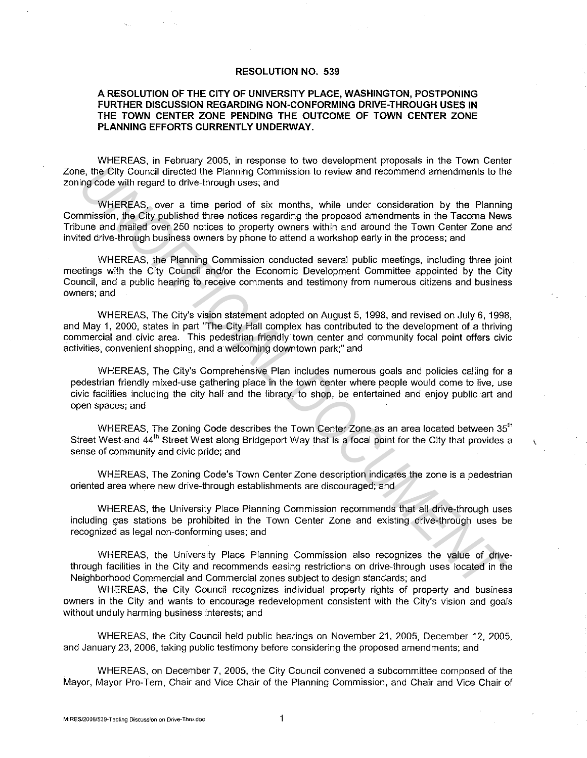# RESOLUTION NO. 539

## A RESOLUTION OF THE CITY OF UNIVERSITY PLACE, WASHINGTON, POSTPONING FURTHER DISCUSSION REGARDING NON-CONFORMING DRIVE-THROUGH USES IN THE TOWN CENTER ZONE PENDING THE OUTCOME OF TOWN CENTER ZONE PLANNING EFFORTS CURRENTLY UNDERWAY.

WHEREAS, in February 2005, in response to two development proposals in the Town Center Zone, the City Council directed the Planning Commission to review and recommend amendments to the zoning code with regard to drive-through uses; and

WHEREAS, over a time period of six months, while under consideration by the Planning Commission, the City published three notices regarding the proposed amendments in the Tacoma News Tribune and mailed over 250 notices to property owners within and around the Town Center Zone and invited drive-through business owners by phone to attend a workshop early in the process; and

WHEREAS, the Planning Commission conducted several public meetings, including three joint meetings with the City Council and/or the Economic Development Committee appointed by the City Council, and a public hearing to receive comments and testimony from numerous citizens and business owners; and

WHEREAS, The City's vision statement adopted on August 5, 1998, and revised on July 6, 1998, and May 1, 2000, states in part "The City Hall complex has contributed to the development of a thriving commercial and civic area. This pedestrian friendly town center and community focal point offers civic activities, convenient shopping, and a welcoming downtown park;" and

WHEREAS, The City's Comprehensive Plan includes numerous goals and policies calling for a pedestrian friendly mixed-use gathering place in the town center where people would come to live, use civic facilities including the city hall and the library, to shop, be entertained and enjoy public art and open spaces; and

WHEREAS, The Zoning Code describes the Town Center Zone as an area located between 35th Street West and 44th Street West along Bridgeport Way that is a focal point for the City that provides a sense of community and civic pride; and

WHEREAS, The Zoning Code's Town Center Zone description indicates the zone is a pedestrian oriented area where new drive-through establishments are discouraged; and

WHEREAS, the University Place Planning Commission recommends that all drive-through uses including gas stations be prohibited in the Town Center Zone and existing drive-through uses be recognized as legal non-conforming uses; and

WHEREAS, the University Place Planning Commission also recognizes the value of drive-through facilities in the City and recommends easing restrictions on drive-through uses located in the Neighborhood Commercial and Commercial zones subject to design standards; and

WHEREAS, the City Council recognizes individual property rights of property and business owners in the City and wants to encourage redevelopment consistent with the City's vision and goals without unduly harming business interests; and

WHEREAS, the City Council held public hearings on November 21, 2005, December 12, 2005, and January 23, 2006, taking public testimony before considering the proposed amendments; and

WHEREAS, on December 7, 2005, the City Council convened a subcommittee composed of the Mayor, Mayor Pro-Tem, Chair and Vice Chair of the Planning Commission, and Chair and Vice Chair of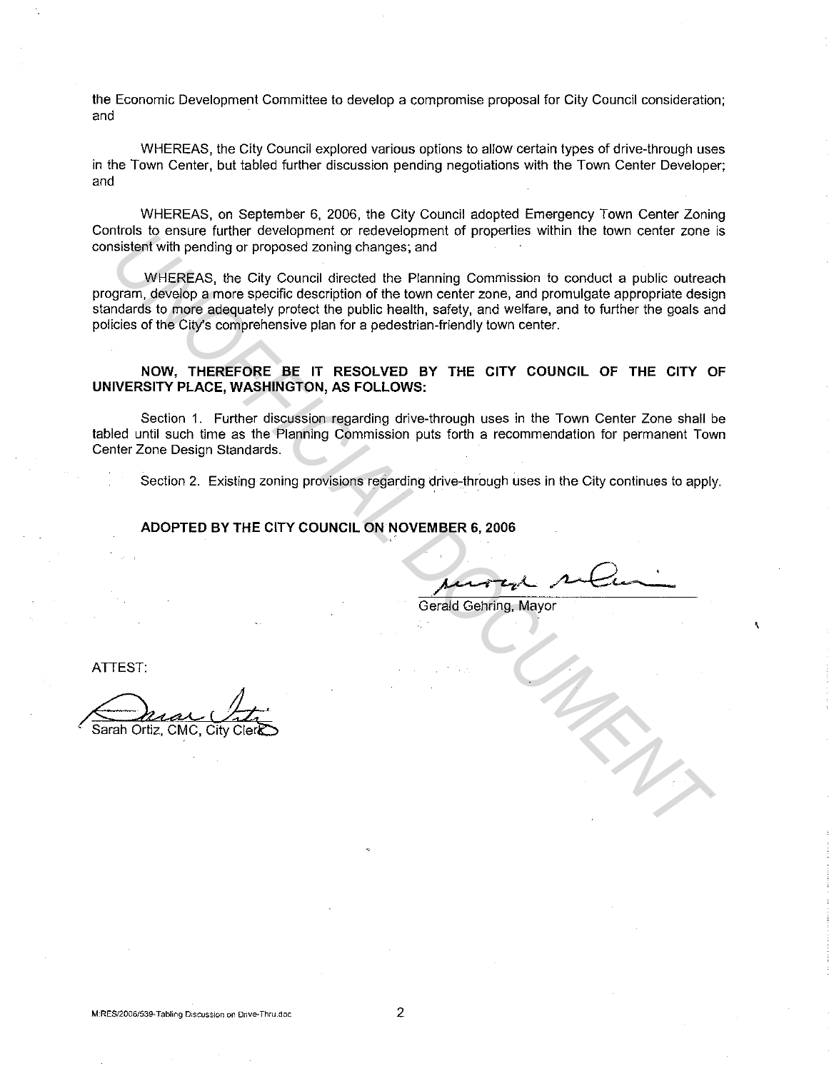the Economic Development Committee to develop a compromise proposal for City Council consideration; and

WHEREAS, the City Council explored various options to allow certain types of drive-through uses in the Town Center, but tabled further discussion pending negotiations with the Town Center Developer; and

WHEREAS, on September 6, 2006, the City Council adopted Emergency Town Center Zoning Controls to ensure further development or redevelopment of properties within the town center zone is consistent with pending or proposed zoning changes; and

WHEREAS, the City Council directed the Planning Commission to conduct a public outreach program, develop a more specific description of the town center zone, and promulgate appropriate design standards to more adequately protect the public health, safety, and welfare, and to further the goals and policies of the City's comprehensive plan for a pedestrian-friendly town center.

**NOW, THEREFORE BE IT RESOLVED BY THE CITY COUNCIL OF THE CITY OF UNIVERSITY PLACE, WASHINGTON, AS FOLLOWS:**

Section 1. Further discussion regarding drive-through uses in the Town Center Zone shall be tabled until such time as the Planning Commission puts forth a recommendation for permanent Town Center Zone Design Standards.

Section 2. Existing zoning provisions regarding drive-through uses in the City continues to apply.

**ADOPTED BY THE CITY COUNCIL ON NOVEMBER 6, 2006**

Gerald Gehring, Mayor

ATTEST:

Sarah Ortiz, CMC, City Clerk

M:RES/2006/539-Tabling Discussion on Drive-Thru.doc